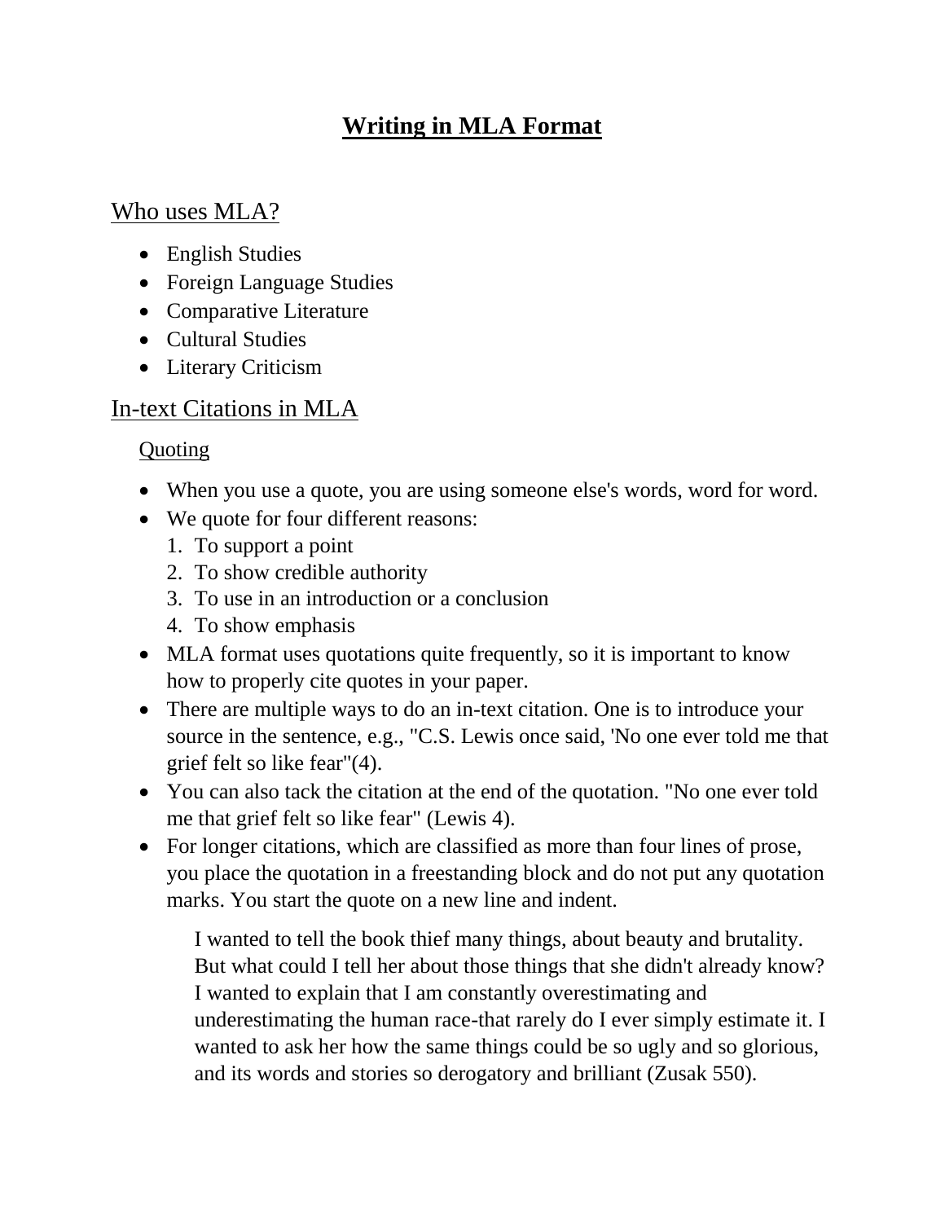# Writing in MLA Format

## Who uses MLA?

- English Studies
- Foreign Language Studies
- Comparative Literature
- Cultural Studies
- Literary Criticism

## In-text Citations in MLA

### Quoting

- When you use a quote, you are using someone else's words, word for word.
- We quote for four different reasons:
  1. To support a point
  2. To show credible authority
  3. To use in an introduction or a conclusion
  4. To show emphasis
- MLA format uses quotations quite frequently, so it is important to know how to properly cite quotes in your paper.
- There are multiple ways to do an in-text citation. One is to introduce your source in the sentence, e.g., "C.S. Lewis once said, 'No one ever told me that grief felt so like fear"(4).
- You can also tack the citation at the end of the quotation. "No one ever told me that grief felt so like fear" (Lewis 4).
- For longer citations, which are classified as more than four lines of prose, you place the quotation in a freestanding block and do not put any quotation marks. You start the quote on a new line and indent.

> I wanted to tell the book thief many things, about beauty and brutality. But what could I tell her about those things that she didn't already know? I wanted to explain that I am constantly overestimating and underestimating the human race-that rarely do I ever simply estimate it. I wanted to ask her how the same things could be so ugly and so glorious, and its words and stories so derogatory and brilliant (Zusak 550).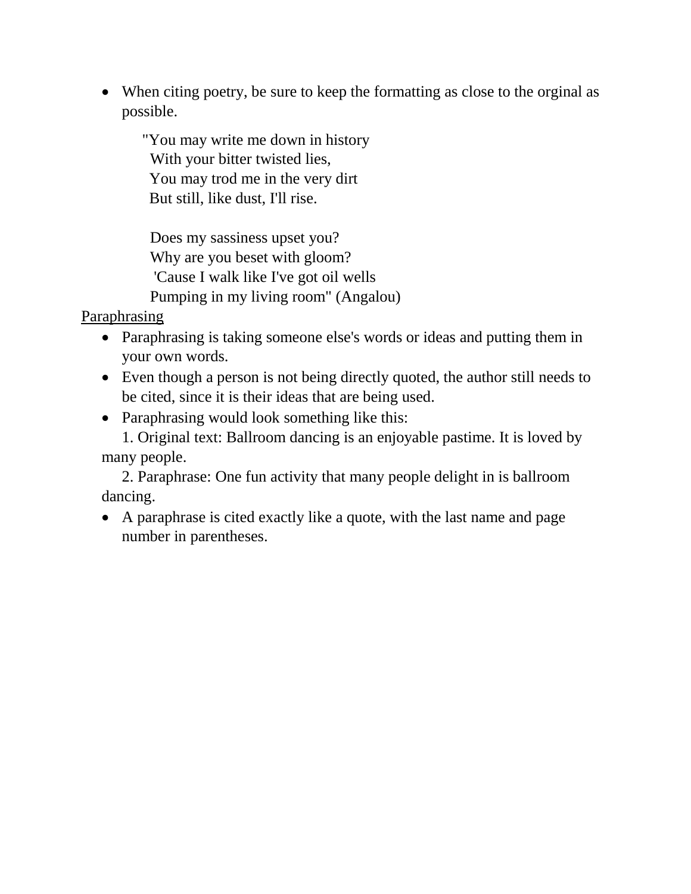- When citing poetry, be sure to keep the formatting as close to the orginal as possible.

> "You may write me down in history
> With your bitter twisted lies,
> You may trod me in the very dirt
> But still, like dust, I'll rise.
>
> Does my sassiness upset you?
> Why are you beset with gloom?
> 'Cause I walk like I've got oil wells
> Pumping in my living room" (Angalou)

<u>Paraphrasing</u>

- Paraphrasing is taking someone else's words or ideas and putting them in your own words.
- Even though a person is not being directly quoted, the author still needs to be cited, since it is their ideas that are being used.
- Paraphrasing would look something like this:

  1. Original text: Ballroom dancing is an enjoyable pastime. It is loved by many people.
  2. Paraphrase: One fun activity that many people delight in is ballroom dancing.

- A paraphrase is cited exactly like a quote, with the last name and page number in parentheses.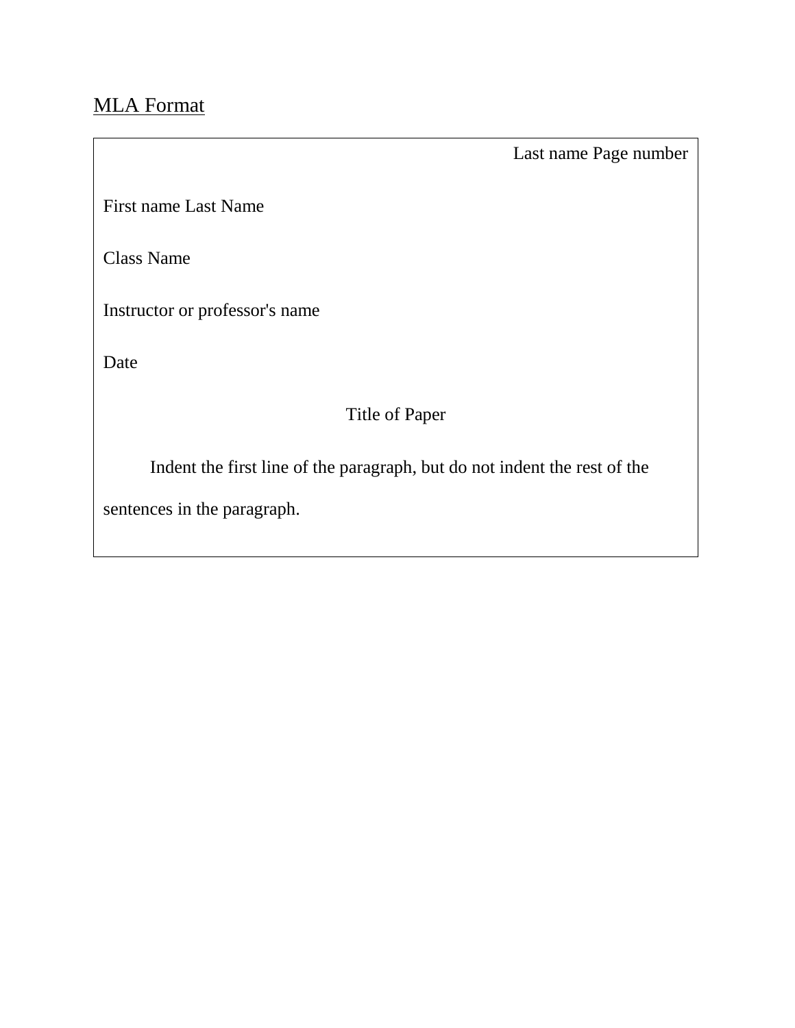MLA Format

Last name Page number

First name Last Name

Class Name

Instructor or professor's name

Date

Title of Paper

Indent the first line of the paragraph, but do not indent the rest of the sentences in the paragraph.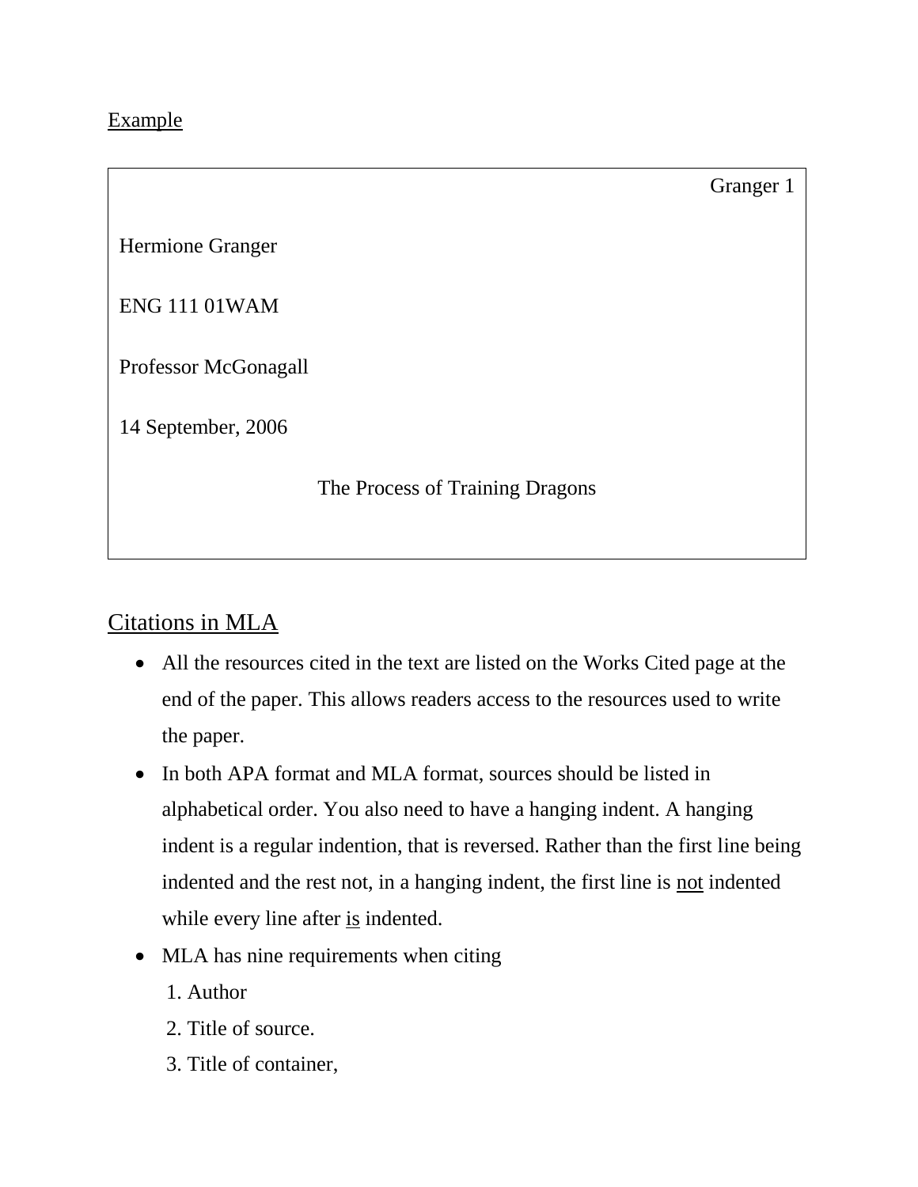Example

> Granger 1
>
> Hermione Granger
>
> ENG 111 01WAM
>
> Professor McGonagall
>
> 14 September, 2006
>
> The Process of Training Dragons

## Citations in MLA

- All the resources cited in the text are listed on the Works Cited page at the end of the paper. This allows readers access to the resources used to write the paper.
- In both APA format and MLA format, sources should be listed in alphabetical order. You also need to have a hanging indent. A hanging indent is a regular indention, that is reversed. Rather than the first line being indented and the rest not, in a hanging indent, the first line is <u>not</u> indented while every line after <u>is</u> indented.
- MLA has nine requirements when citing
  1. Author
  2. Title of source.
  3. Title of container,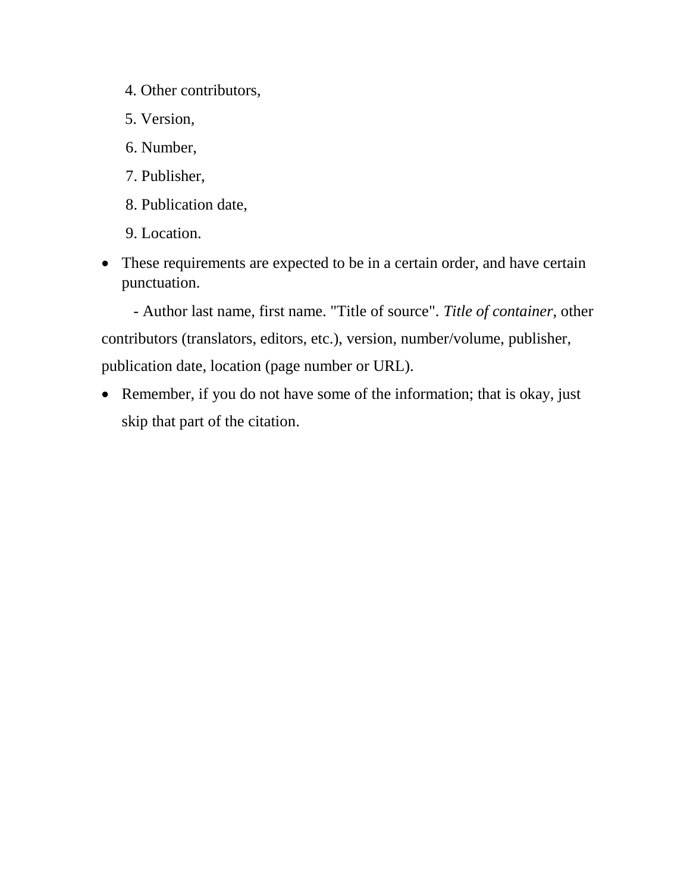4. Other contributors,

5. Version,

6. Number,

7. Publisher,

8. Publication date,

9. Location.

- These requirements are expected to be in a certain order, and have certain punctuation.

  - Author last name, first name. "Title of source". *Title of container,* other contributors (translators, editors, etc.), version, number/volume, publisher, publication date, location (page number or URL).

- Remember, if you do not have some of the information; that is okay, just skip that part of the citation.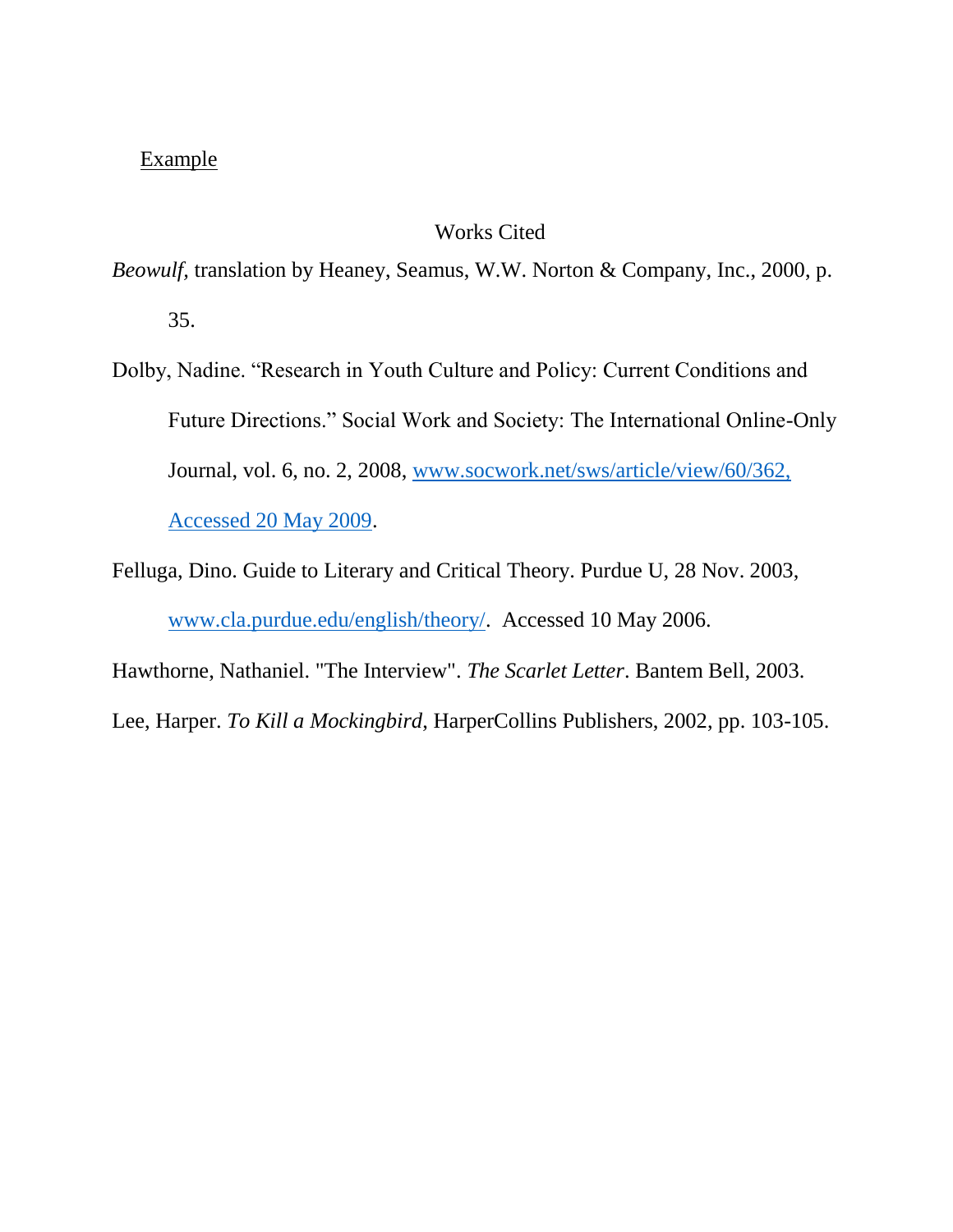Example

## Works Cited

*Beowulf,* translation by Heaney, Seamus, W.W. Norton & Company, Inc., 2000, p. 35.

Dolby, Nadine. "Research in Youth Culture and Policy: Current Conditions and Future Directions." Social Work and Society: The International Online-Only Journal, vol. 6, no. 2, 2008, www.socwork.net/sws/article/view/60/362, Accessed 20 May 2009.

Felluga, Dino. Guide to Literary and Critical Theory. Purdue U, 28 Nov. 2003, www.cla.purdue.edu/english/theory/. Accessed 10 May 2006.

Hawthorne, Nathaniel. "The Interview". *The Scarlet Letter*. Bantem Bell, 2003.

Lee, Harper. *To Kill a Mockingbird*, HarperCollins Publishers, 2002, pp. 103-105.